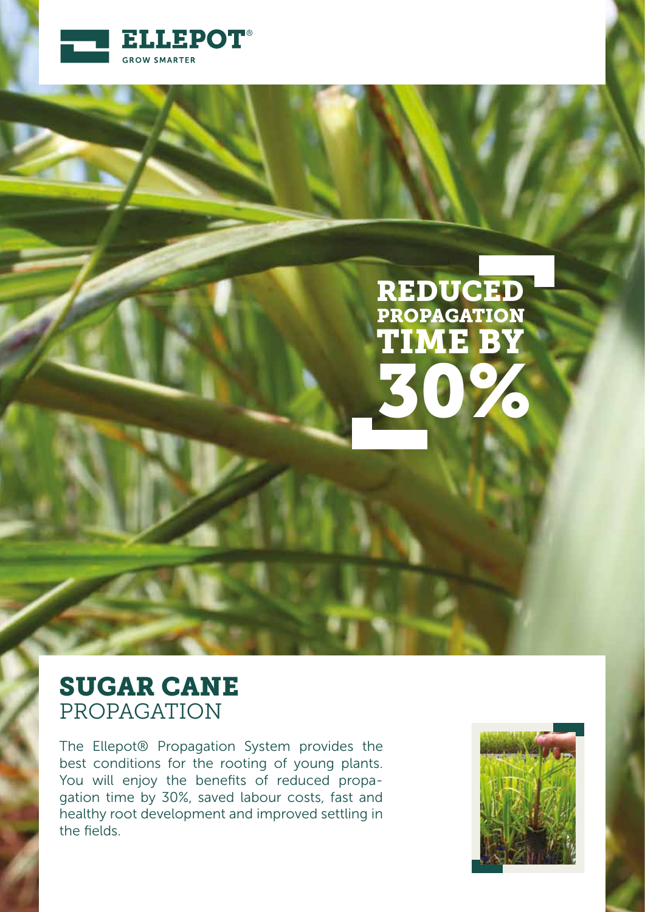ELLEPOT®

GROW SMARTER

**REDUCED PROPAGATION TIME BY 30%**

# SUGAR CANE
## PROPAGATION

The Ellepot® Propagation System provides the best conditions for the rooting of young plants. You will enjoy the benefits of reduced propagation time by 30%, saved labour costs, fast and healthy root development and improved settling in the fields.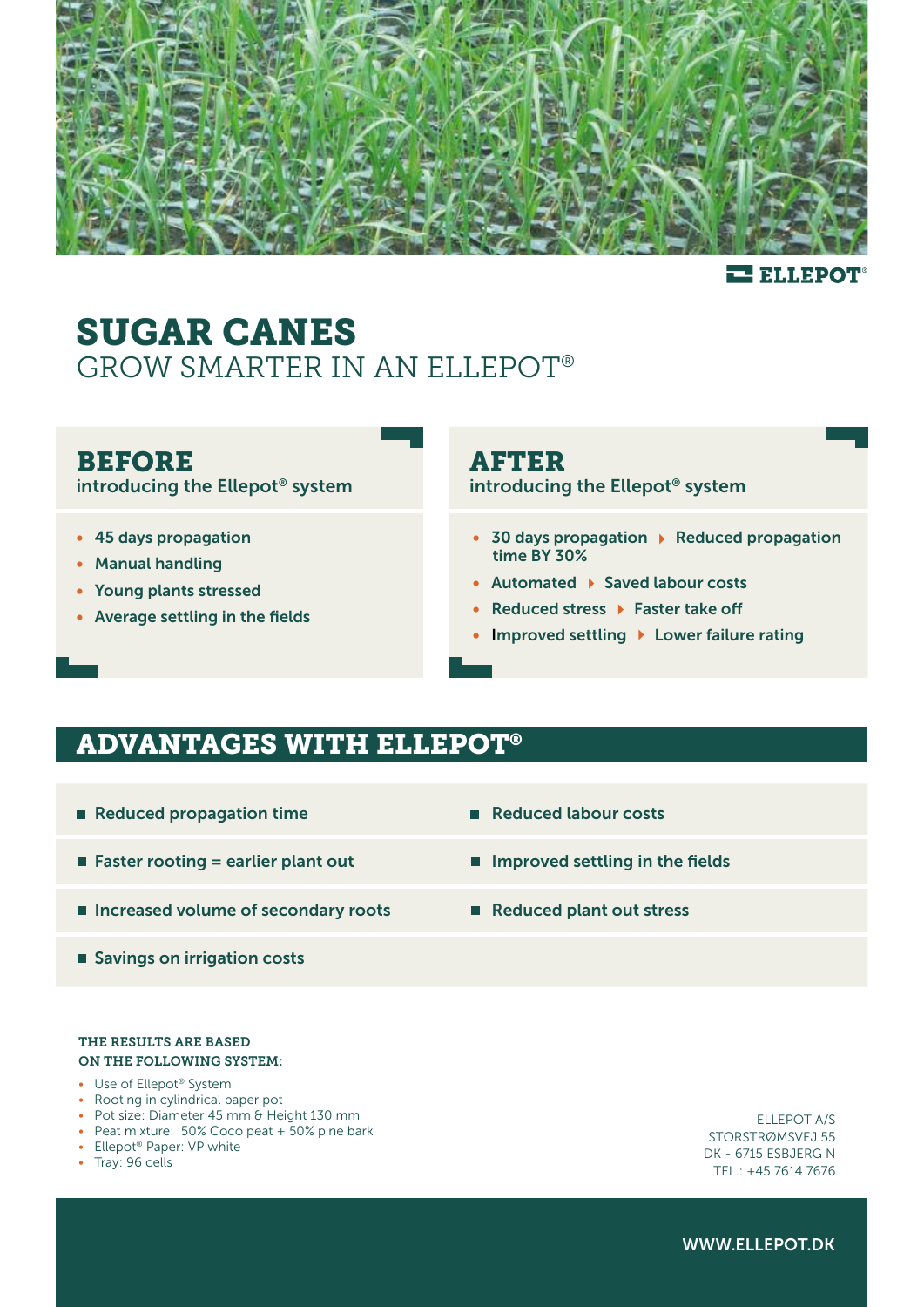ELLEPOT®

# SUGAR CANES

## GROW SMARTER IN AN ELLEPOT®

### BEFORE
introducing the Ellepot® system

- 45 days propagation
- Manual handling
- Young plants stressed
- Average settling in the fields

### AFTER
introducing the Ellepot® system

- 30 days propagation ▸ Reduced propagation time BY 30%
- Automated ▸ Saved labour costs
- Reduced stress ▸ Faster take off
- Improved settling ▸ Lower failure rating

## ADVANTAGES WITH ELLEPOT®

- Reduced propagation time
- Reduced labour costs
- Faster rooting = earlier plant out
- Improved settling in the fields
- Increased volume of secondary roots
- Reduced plant out stress
- Savings on irrigation costs

**THE RESULTS ARE BASED ON THE FOLLOWING SYSTEM:**

- Use of Ellepot® System
- Rooting in cylindrical paper pot
- Pot size: Diameter 45 mm & Height 130 mm
- Peat mixture: 50% Coco peat + 50% pine bark
- Ellepot® Paper: VP white
- Tray: 96 cells

ELLEPOT A/S
STORSTRØMSVEJ 55
DK - 6715 ESBJERG N
TEL.: +45 7614 7676

WWW.ELLEPOT.DK